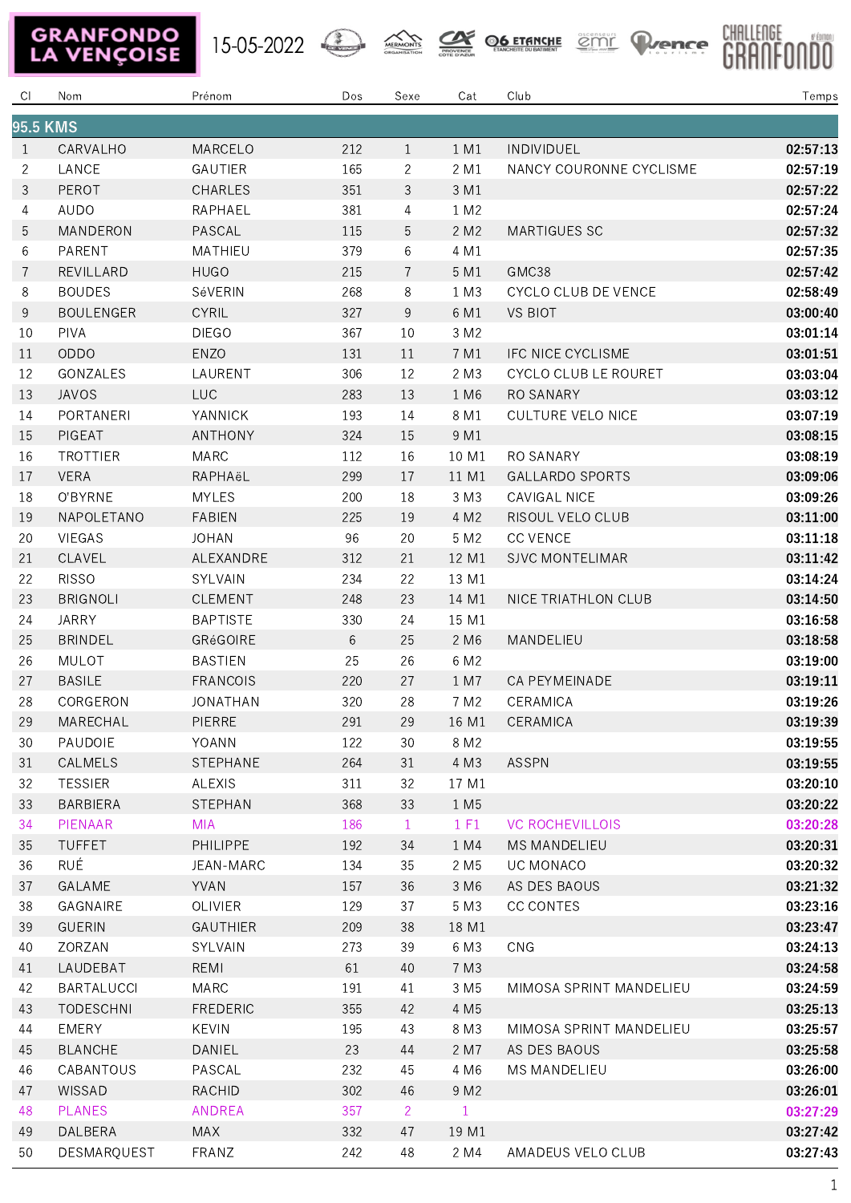GRANFONDO LA VENÇOISE

15-05-2022

CHALLENGE GRANFONDO

| Cl | Nom | Prénom | Dos | Sexe | Cat | Club | Temps |
|---|---|---|---|---|---|---|---|
| **95.5 KMS** | | | | | | | |
| 1 | CARVALHO | MARCELO | 212 | 1 | 1 M1 | INDIVIDUEL | **02:57:13** |
| 2 | LANCE | GAUTIER | 165 | 2 | 2 M1 | NANCY COURONNE CYCLISME | **02:57:19** |
| 3 | PEROT | CHARLES | 351 | 3 | 3 M1 | | **02:57:22** |
| 4 | AUDO | RAPHAEL | 381 | 4 | 1 M2 | | **02:57:24** |
| 5 | MANDERON | PASCAL | 115 | 5 | 2 M2 | MARTIGUES SC | **02:57:32** |
| 6 | PARENT | MATHIEU | 379 | 6 | 4 M1 | | **02:57:35** |
| 7 | REVILLARD | HUGO | 215 | 7 | 5 M1 | GMC38 | **02:57:42** |
| 8 | BOUDES | SéVERIN | 268 | 8 | 1 M3 | CYCLO CLUB DE VENCE | **02:58:49** |
| 9 | BOULENGER | CYRIL | 327 | 9 | 6 M1 | VS BIOT | **03:00:40** |
| 10 | PIVA | DIEGO | 367 | 10 | 3 M2 | | **03:01:14** |
| 11 | ODDO | ENZO | 131 | 11 | 7 M1 | IFC NICE CYCLISME | **03:01:51** |
| 12 | GONZALES | LAURENT | 306 | 12 | 2 M3 | CYCLO CLUB LE ROURET | **03:03:04** |
| 13 | JAVOS | LUC | 283 | 13 | 1 M6 | RO SANARY | **03:03:12** |
| 14 | PORTANERI | YANNICK | 193 | 14 | 8 M1 | CULTURE VELO NICE | **03:07:19** |
| 15 | PIGEAT | ANTHONY | 324 | 15 | 9 M1 | | **03:08:15** |
| 16 | TROTTIER | MARC | 112 | 16 | 10 M1 | RO SANARY | **03:08:19** |
| 17 | VERA | RAPHAëL | 299 | 17 | 11 M1 | GALLARDO SPORTS | **03:09:06** |
| 18 | O'BYRNE | MYLES | 200 | 18 | 3 M3 | CAVIGAL NICE | **03:09:26** |
| 19 | NAPOLETANO | FABIEN | 225 | 19 | 4 M2 | RISOUL VELO CLUB | **03:11:00** |
| 20 | VIEGAS | JOHAN | 96 | 20 | 5 M2 | CC VENCE | **03:11:18** |
| 21 | CLAVEL | ALEXANDRE | 312 | 21 | 12 M1 | SJVC MONTELIMAR | **03:11:42** |
| 22 | RISSO | SYLVAIN | 234 | 22 | 13 M1 | | **03:14:24** |
| 23 | BRIGNOLI | CLEMENT | 248 | 23 | 14 M1 | NICE TRIATHLON CLUB | **03:14:50** |
| 24 | JARRY | BAPTISTE | 330 | 24 | 15 M1 | | **03:16:58** |
| 25 | BRINDEL | GRéGOIRE | 6 | 25 | 2 M6 | MANDELIEU | **03:18:58** |
| 26 | MULOT | BASTIEN | 25 | 26 | 6 M2 | | **03:19:00** |
| 27 | BASILE | FRANCOIS | 220 | 27 | 1 M7 | CA PEYMEINADE | **03:19:11** |
| 28 | CORGERON | JONATHAN | 320 | 28 | 7 M2 | CERAMICA | **03:19:26** |
| 29 | MARECHAL | PIERRE | 291 | 29 | 16 M1 | CERAMICA | **03:19:39** |
| 30 | PAUDOIE | YOANN | 122 | 30 | 8 M2 | | **03:19:55** |
| 31 | CALMELS | STEPHANE | 264 | 31 | 4 M3 | ASSPN | **03:19:55** |
| 32 | TESSIER | ALEXIS | 311 | 32 | 17 M1 | | **03:20:10** |
| 33 | BARBIERA | STEPHAN | 368 | 33 | 1 M5 | | **03:20:22** |
| 34 | PIENAAR | MIA | 186 | 1 | 1 F1 | VC ROCHEVILLOIS | **03:20:28** |
| 35 | TUFFET | PHILIPPE | 192 | 34 | 1 M4 | MS MANDELIEU | **03:20:31** |
| 36 | RUÉ | JEAN-MARC | 134 | 35 | 2 M5 | UC MONACO | **03:20:32** |
| 37 | GALAME | YVAN | 157 | 36 | 3 M6 | AS DES BAOUS | **03:21:32** |
| 38 | GAGNAIRE | OLIVIER | 129 | 37 | 5 M3 | CC CONTES | **03:23:16** |
| 39 | GUERIN | GAUTHIER | 209 | 38 | 18 M1 | | **03:23:47** |
| 40 | ZORZAN | SYLVAIN | 273 | 39 | 6 M3 | CNG | **03:24:13** |
| 41 | LAUDEBAT | REMI | 61 | 40 | 7 M3 | | **03:24:58** |
| 42 | BARTALUCCI | MARC | 191 | 41 | 3 M5 | MIMOSA SPRINT MANDELIEU | **03:24:59** |
| 43 | TODESCHNI | FREDERIC | 355 | 42 | 4 M5 | | **03:25:13** |
| 44 | EMERY | KEVIN | 195 | 43 | 8 M3 | MIMOSA SPRINT MANDELIEU | **03:25:57** |
| 45 | BLANCHE | DANIEL | 23 | 44 | 2 M7 | AS DES BAOUS | **03:25:58** |
| 46 | CABANTOUS | PASCAL | 232 | 45 | 4 M6 | MS MANDELIEU | **03:26:00** |
| 47 | WISSAD | RACHID | 302 | 46 | 9 M2 | | **03:26:01** |
| 48 | PLANES | ANDREA | 357 | 2 | 1 | | **03:27:29** |
| 49 | DALBERA | MAX | 332 | 47 | 19 M1 | | **03:27:42** |
| 50 | DESMARQUEST | FRANZ | 242 | 48 | 2 M4 | AMADEUS VELO CLUB | **03:27:43** |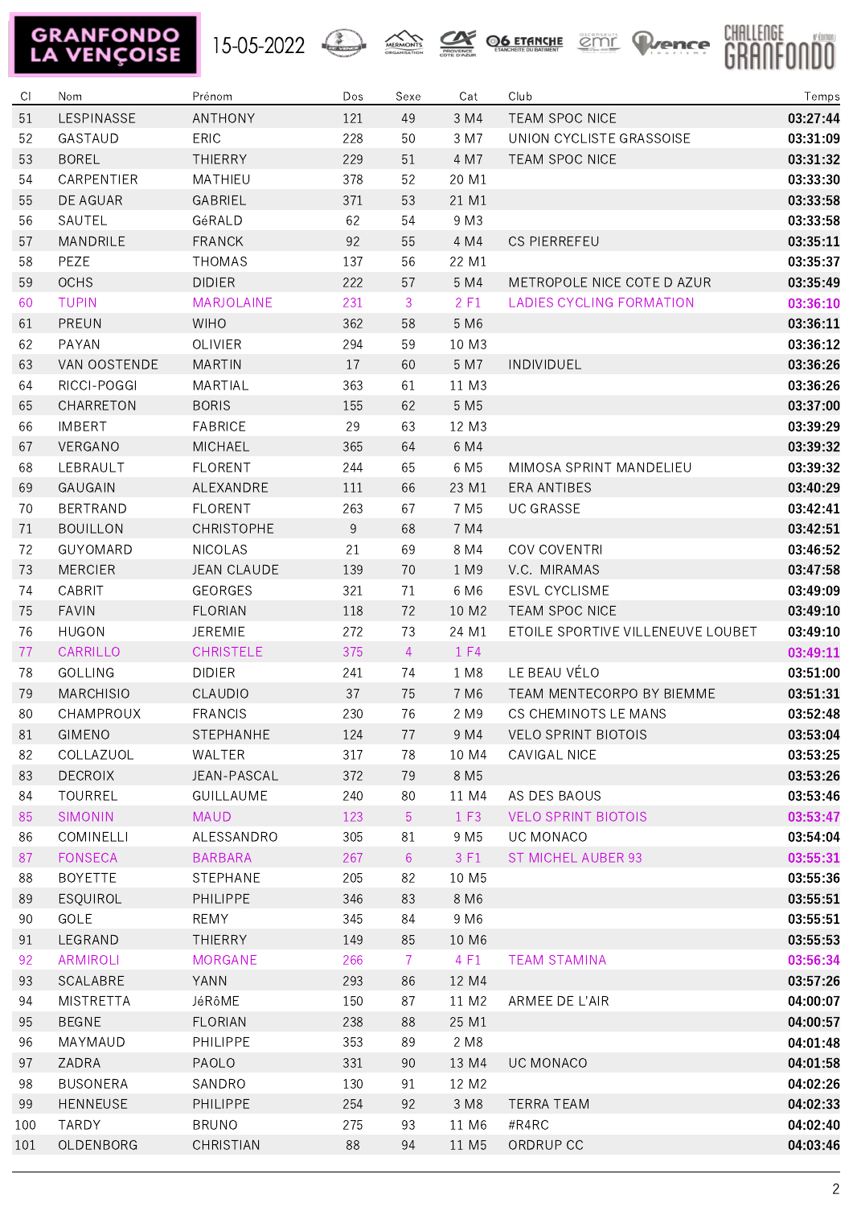GRANFONDO LA VENÇOISE 15-05-2022

| Cl | Nom | Prénom | Dos | Sexe | Cat | Club | Temps |
|---|---|---|---|---|---|---|---|
| 51 | LESPINASSE | ANTHONY | 121 | 49 | 3 M4 | TEAM SPOC NICE | 03:27:44 |
| 52 | GASTAUD | ERIC | 228 | 50 | 3 M7 | UNION CYCLISTE GRASSOISE | 03:31:09 |
| 53 | BOREL | THIERRY | 229 | 51 | 4 M7 | TEAM SPOC NICE | 03:31:32 |
| 54 | CARPENTIER | MATHIEU | 378 | 52 | 20 M1 | | 03:33:30 |
| 55 | DE AGUAR | GABRIEL | 371 | 53 | 21 M1 | | 03:33:58 |
| 56 | SAUTEL | GéRALD | 62 | 54 | 9 M3 | | 03:33:58 |
| 57 | MANDRILE | FRANCK | 92 | 55 | 4 M4 | CS PIERREFEU | 03:35:11 |
| 58 | PEZE | THOMAS | 137 | 56 | 22 M1 | | 03:35:37 |
| 59 | OCHS | DIDIER | 222 | 57 | 5 M4 | METROPOLE NICE COTE D AZUR | 03:35:49 |
| 60 | TUPIN | MARJOLAINE | 231 | 3 | 2 F1 | LADIES CYCLING FORMATION | 03:36:10 |
| 61 | PREUN | WIHO | 362 | 58 | 5 M6 | | 03:36:11 |
| 62 | PAYAN | OLIVIER | 294 | 59 | 10 M3 | | 03:36:12 |
| 63 | VAN OOSTENDE | MARTIN | 17 | 60 | 5 M7 | INDIVIDUEL | 03:36:26 |
| 64 | RICCI-POGGI | MARTIAL | 363 | 61 | 11 M3 | | 03:36:26 |
| 65 | CHARRETON | BORIS | 155 | 62 | 5 M5 | | 03:37:00 |
| 66 | IMBERT | FABRICE | 29 | 63 | 12 M3 | | 03:39:29 |
| 67 | VERGANO | MICHAEL | 365 | 64 | 6 M4 | | 03:39:32 |
| 68 | LEBRAULT | FLORENT | 244 | 65 | 6 M5 | MIMOSA SPRINT MANDELIEU | 03:39:32 |
| 69 | GAUGAIN | ALEXANDRE | 111 | 66 | 23 M1 | ERA ANTIBES | 03:40:29 |
| 70 | BERTRAND | FLORENT | 263 | 67 | 7 M5 | UC GRASSE | 03:42:41 |
| 71 | BOUILLON | CHRISTOPHE | 9 | 68 | 7 M4 | | 03:42:51 |
| 72 | GUYOMARD | NICOLAS | 21 | 69 | 8 M4 | COV COVENTRI | 03:46:52 |
| 73 | MERCIER | JEAN CLAUDE | 139 | 70 | 1 M9 | V.C. MIRAMAS | 03:47:58 |
| 74 | CABRIT | GEORGES | 321 | 71 | 6 M6 | ESVL CYCLISME | 03:49:09 |
| 75 | FAVIN | FLORIAN | 118 | 72 | 10 M2 | TEAM SPOC NICE | 03:49:10 |
| 76 | HUGON | JEREMIE | 272 | 73 | 24 M1 | ETOILE SPORTIVE VILLENEUVE LOUBET | 03:49:10 |
| 77 | CARRILLO | CHRISTELE | 375 | 4 | 1 F4 | | 03:49:11 |
| 78 | GOLLING | DIDIER | 241 | 74 | 1 M8 | LE BEAU VÉLO | 03:51:00 |
| 79 | MARCHISIO | CLAUDIO | 37 | 75 | 7 M6 | TEAM MENTECORPO BY BIEMME | 03:51:31 |
| 80 | CHAMPROUX | FRANCIS | 230 | 76 | 2 M9 | CS CHEMINOTS LE MANS | 03:52:48 |
| 81 | GIMENO | STEPHANHE | 124 | 77 | 9 M4 | VELO SPRINT BIOTOIS | 03:53:04 |
| 82 | COLLAZUOL | WALTER | 317 | 78 | 10 M4 | CAVIGAL NICE | 03:53:25 |
| 83 | DECROIX | JEAN-PASCAL | 372 | 79 | 8 M5 | | 03:53:26 |
| 84 | TOURREL | GUILLAUME | 240 | 80 | 11 M4 | AS DES BAOUS | 03:53:46 |
| 85 | SIMONIN | MAUD | 123 | 5 | 1 F3 | VELO SPRINT BIOTOIS | 03:53:47 |
| 86 | COMINELLI | ALESSANDRO | 305 | 81 | 9 M5 | UC MONACO | 03:54:04 |
| 87 | FONSECA | BARBARA | 267 | 6 | 3 F1 | ST MICHEL AUBER 93 | 03:55:31 |
| 88 | BOYETTE | STEPHANE | 205 | 82 | 10 M5 | | 03:55:36 |
| 89 | ESQUIROL | PHILIPPE | 346 | 83 | 8 M6 | | 03:55:51 |
| 90 | GOLE | REMY | 345 | 84 | 9 M6 | | 03:55:51 |
| 91 | LEGRAND | THIERRY | 149 | 85 | 10 M6 | | 03:55:53 |
| 92 | ARMIROLI | MORGANE | 266 | 7 | 4 F1 | TEAM STAMINA | 03:56:34 |
| 93 | SCALABRE | YANN | 293 | 86 | 12 M4 | | 03:57:26 |
| 94 | MISTRETTA | JéRôME | 150 | 87 | 11 M2 | ARMEE DE L'AIR | 04:00:07 |
| 95 | BEGNE | FLORIAN | 238 | 88 | 25 M1 | | 04:00:57 |
| 96 | MAYMAUD | PHILIPPE | 353 | 89 | 2 M8 | | 04:01:48 |
| 97 | ZADRA | PAOLO | 331 | 90 | 13 M4 | UC MONACO | 04:01:58 |
| 98 | BUSONERA | SANDRO | 130 | 91 | 12 M2 | | 04:02:26 |
| 99 | HENNEUSE | PHILIPPE | 254 | 92 | 3 M8 | TERRA TEAM | 04:02:33 |
| 100 | TARDY | BRUNO | 275 | 93 | 11 M6 | #R4RC | 04:02:40 |
| 101 | OLDENBORG | CHRISTIAN | 88 | 94 | 11 M5 | ORDRUP CC | 04:03:46 |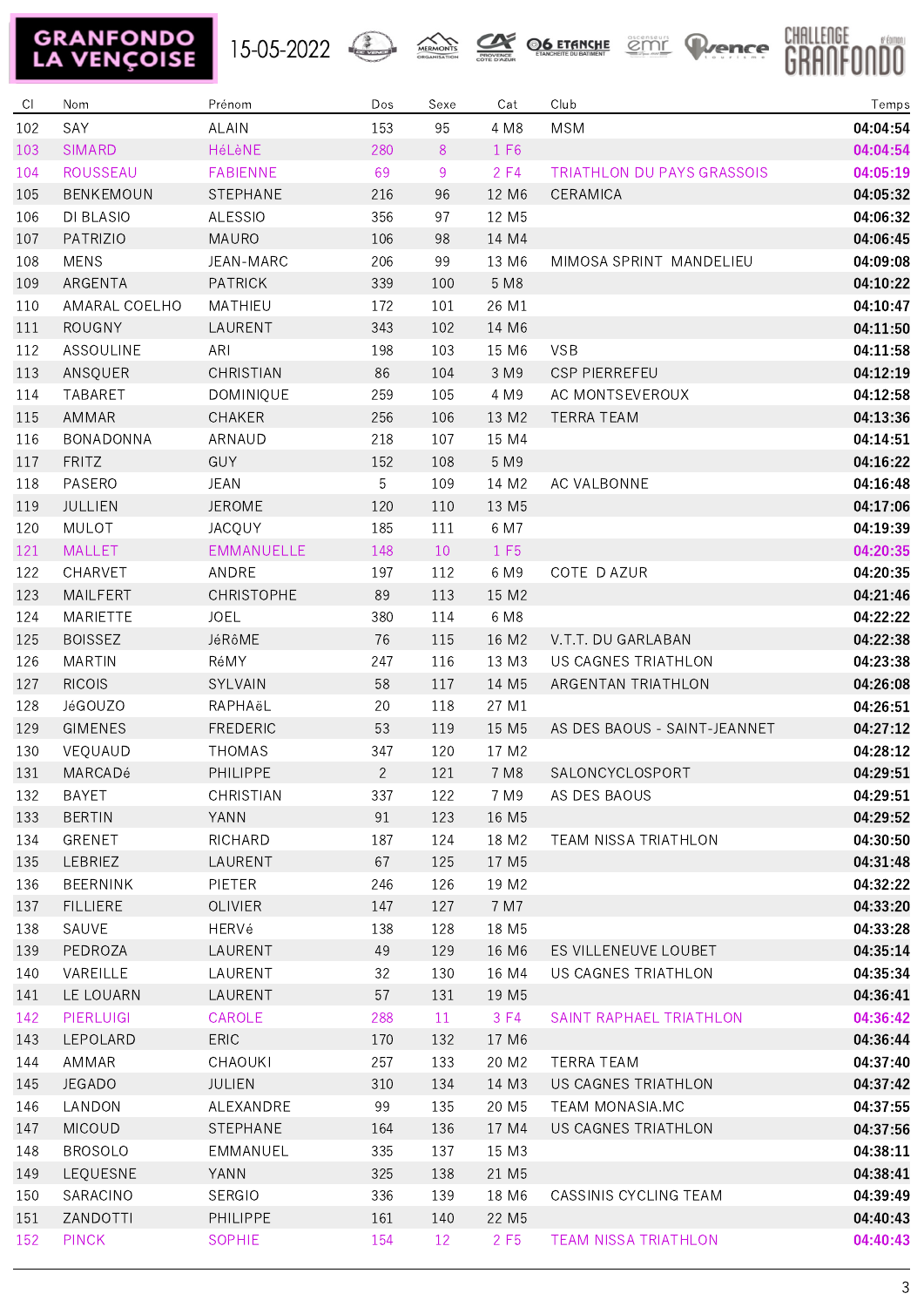GRANFONDO LA VENÇOISE

15-05-2022

| Cl | Nom | Prénom | Dos | Sexe | Cat | Club | Temps |
|---|---|---|---|---|---|---|---|
| 102 | SAY | ALAIN | 153 | 95 | 4 M8 | MSM | 04:04:54 |
| 103 | SIMARD | HéLèNE | 280 | 8 | 1 F6 | | 04:04:54 |
| 104 | ROUSSEAU | FABIENNE | 69 | 9 | 2 F4 | TRIATHLON DU PAYS GRASSOIS | 04:05:19 |
| 105 | BENKEMOUN | STEPHANE | 216 | 96 | 12 M6 | CERAMICA | 04:05:32 |
| 106 | DI BLASIO | ALESSIO | 356 | 97 | 12 M5 | | 04:06:32 |
| 107 | PATRIZIO | MAURO | 106 | 98 | 14 M4 | | 04:06:45 |
| 108 | MENS | JEAN-MARC | 206 | 99 | 13 M6 | MIMOSA SPRINT MANDELIEU | 04:09:08 |
| 109 | ARGENTA | PATRICK | 339 | 100 | 5 M8 | | 04:10:22 |
| 110 | AMARAL COELHO | MATHIEU | 172 | 101 | 26 M1 | | 04:10:47 |
| 111 | ROUGNY | LAURENT | 343 | 102 | 14 M6 | | 04:11:50 |
| 112 | ASSOULINE | ARI | 198 | 103 | 15 M6 | VSB | 04:11:58 |
| 113 | ANSQUER | CHRISTIAN | 86 | 104 | 3 M9 | CSP PIERREFEU | 04:12:19 |
| 114 | TABARET | DOMINIQUE | 259 | 105 | 4 M9 | AC MONTSEVEROUX | 04:12:58 |
| 115 | AMMAR | CHAKER | 256 | 106 | 13 M2 | TERRA TEAM | 04:13:36 |
| 116 | BONADONNA | ARNAUD | 218 | 107 | 15 M4 | | 04:14:51 |
| 117 | FRITZ | GUY | 152 | 108 | 5 M9 | | 04:16:22 |
| 118 | PASERO | JEAN | 5 | 109 | 14 M2 | AC VALBONNE | 04:16:48 |
| 119 | JULLIEN | JEROME | 120 | 110 | 13 M5 | | 04:17:06 |
| 120 | MULOT | JACQUY | 185 | 111 | 6 M7 | | 04:19:39 |
| 121 | MALLET | EMMANUELLE | 148 | 10 | 1 F5 | | 04:20:35 |
| 122 | CHARVET | ANDRE | 197 | 112 | 6 M9 | COTE D AZUR | 04:20:35 |
| 123 | MAILFERT | CHRISTOPHE | 89 | 113 | 15 M2 | | 04:21:46 |
| 124 | MARIETTE | JOEL | 380 | 114 | 6 M8 | | 04:22:22 |
| 125 | BOISSEZ | JéRôME | 76 | 115 | 16 M2 | V.T.T. DU GARLABAN | 04:22:38 |
| 126 | MARTIN | RéMY | 247 | 116 | 13 M3 | US CAGNES TRIATHLON | 04:23:38 |
| 127 | RICOIS | SYLVAIN | 58 | 117 | 14 M5 | ARGENTAN TRIATHLON | 04:26:08 |
| 128 | JéGOUZO | RAPHAëL | 20 | 118 | 27 M1 | | 04:26:51 |
| 129 | GIMENES | FREDERIC | 53 | 119 | 15 M5 | AS DES BAOUS - SAINT-JEANNET | 04:27:12 |
| 130 | VEQUAUD | THOMAS | 347 | 120 | 17 M2 | | 04:28:12 |
| 131 | MARCADé | PHILIPPE | 2 | 121 | 7 M8 | SALONCYCLOSPORT | 04:29:51 |
| 132 | BAYET | CHRISTIAN | 337 | 122 | 7 M9 | AS DES BAOUS | 04:29:51 |
| 133 | BERTIN | YANN | 91 | 123 | 16 M5 | | 04:29:52 |
| 134 | GRENET | RICHARD | 187 | 124 | 18 M2 | TEAM NISSA TRIATHLON | 04:30:50 |
| 135 | LEBRIEZ | LAURENT | 67 | 125 | 17 M5 | | 04:31:48 |
| 136 | BEERNINK | PIETER | 246 | 126 | 19 M2 | | 04:32:22 |
| 137 | FILLIERE | OLIVIER | 147 | 127 | 7 M7 | | 04:33:20 |
| 138 | SAUVE | HERVé | 138 | 128 | 18 M5 | | 04:33:28 |
| 139 | PEDROZA | LAURENT | 49 | 129 | 16 M6 | ES VILLENEUVE LOUBET | 04:35:14 |
| 140 | VAREILLE | LAURENT | 32 | 130 | 16 M4 | US CAGNES TRIATHLON | 04:35:34 |
| 141 | LE LOUARN | LAURENT | 57 | 131 | 19 M5 | | 04:36:41 |
| 142 | PIERLUIGI | CAROLE | 288 | 11 | 3 F4 | SAINT RAPHAEL TRIATHLON | 04:36:42 |
| 143 | LEPOLARD | ERIC | 170 | 132 | 17 M6 | | 04:36:44 |
| 144 | AMMAR | CHAOUKI | 257 | 133 | 20 M2 | TERRA TEAM | 04:37:40 |
| 145 | JEGADO | JULIEN | 310 | 134 | 14 M3 | US CAGNES TRIATHLON | 04:37:42 |
| 146 | LANDON | ALEXANDRE | 99 | 135 | 20 M5 | TEAM MONASIA.MC | 04:37:55 |
| 147 | MICOUD | STEPHANE | 164 | 136 | 17 M4 | US CAGNES TRIATHLON | 04:37:56 |
| 148 | BROSOLO | EMMANUEL | 335 | 137 | 15 M3 | | 04:38:11 |
| 149 | LEQUESNE | YANN | 325 | 138 | 21 M5 | | 04:38:41 |
| 150 | SARACINO | SERGIO | 336 | 139 | 18 M6 | CASSINIS CYCLING TEAM | 04:39:49 |
| 151 | ZANDOTTI | PHILIPPE | 161 | 140 | 22 M5 | | 04:40:43 |
| 152 | PINCK | SOPHIE | 154 | 12 | 2 F5 | TEAM NISSA TRIATHLON | 04:40:43 |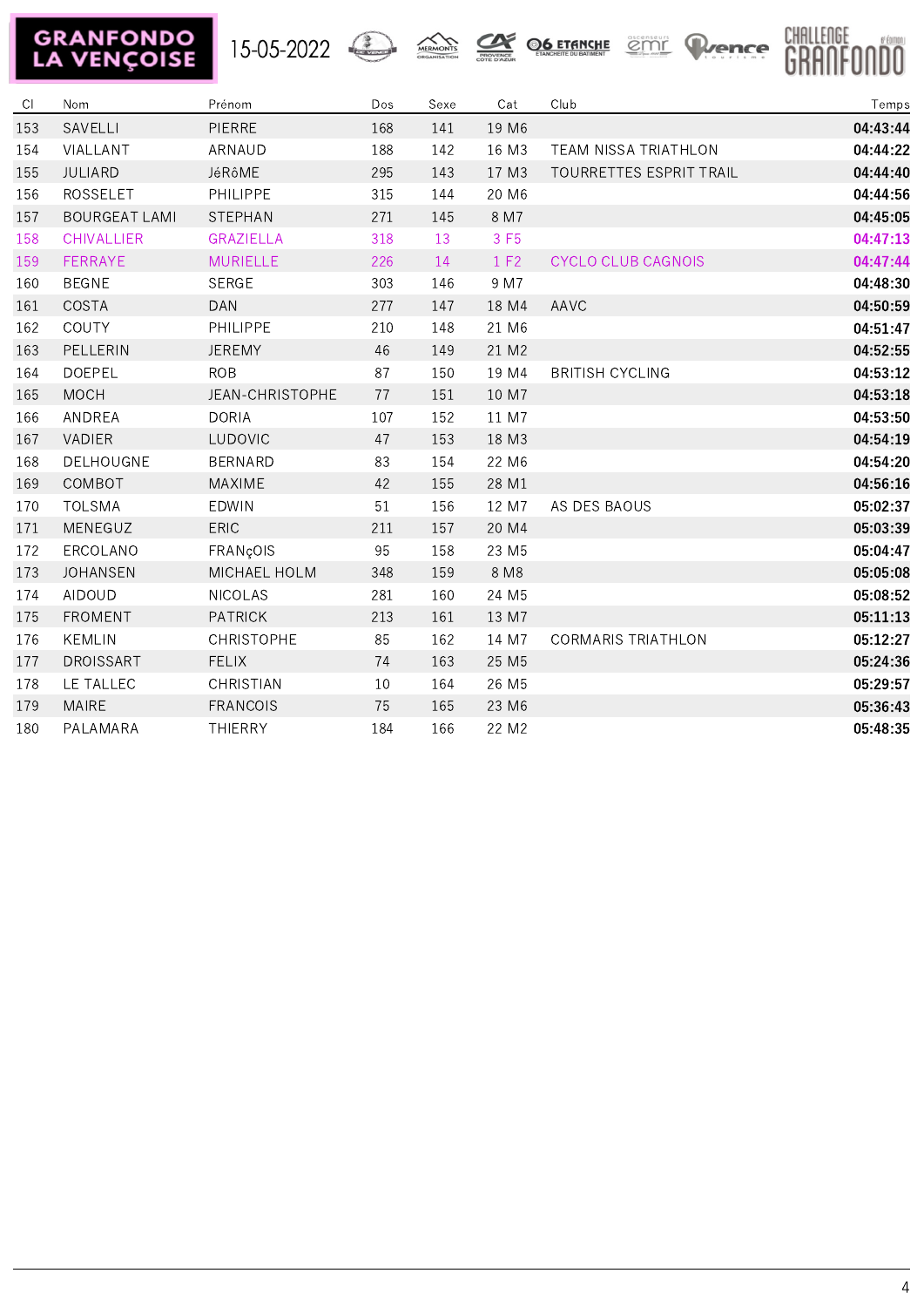GRANFONDO LA VENÇOISE

15-05-2022

CHALLENGE GRANFONDO

| Cl | Nom | Prénom | Dos | Sexe | Cat | Club | Temps |
|---|---|---|---|---|---|---|---|
| 153 | SAVELLI | PIERRE | 168 | 141 | 19 M6 | | **04:43:44** |
| 154 | VIALLANT | ARNAUD | 188 | 142 | 16 M3 | TEAM NISSA TRIATHLON | **04:44:22** |
| 155 | JULIARD | JéRôME | 295 | 143 | 17 M3 | TOURRETTES ESPRIT TRAIL | **04:44:40** |
| 156 | ROSSELET | PHILIPPE | 315 | 144 | 20 M6 | | **04:44:56** |
| 157 | BOURGEAT LAMI | STEPHAN | 271 | 145 | 8 M7 | | **04:45:05** |
| 158 | CHIVALLIER | GRAZIELLA | 318 | 13 | 3 F5 | | **04:47:13** |
| 159 | FERRAYE | MURIELLE | 226 | 14 | 1 F2 | CYCLO CLUB CAGNOIS | **04:47:44** |
| 160 | BEGNE | SERGE | 303 | 146 | 9 M7 | | **04:48:30** |
| 161 | COSTA | DAN | 277 | 147 | 18 M4 | AAVC | **04:50:59** |
| 162 | COUTY | PHILIPPE | 210 | 148 | 21 M6 | | **04:51:47** |
| 163 | PELLERIN | JEREMY | 46 | 149 | 21 M2 | | **04:52:55** |
| 164 | DOEPEL | ROB | 87 | 150 | 19 M4 | BRITISH CYCLING | **04:53:12** |
| 165 | MOCH | JEAN-CHRISTOPHE | 77 | 151 | 10 M7 | | **04:53:18** |
| 166 | ANDREA | DORIA | 107 | 152 | 11 M7 | | **04:53:50** |
| 167 | VADIER | LUDOVIC | 47 | 153 | 18 M3 | | **04:54:19** |
| 168 | DELHOUGNE | BERNARD | 83 | 154 | 22 M6 | | **04:54:20** |
| 169 | COMBOT | MAXIME | 42 | 155 | 28 M1 | | **04:56:16** |
| 170 | TOLSMA | EDWIN | 51 | 156 | 12 M7 | AS DES BAOUS | **05:02:37** |
| 171 | MENEGUZ | ERIC | 211 | 157 | 20 M4 | | **05:03:39** |
| 172 | ERCOLANO | FRANçOIS | 95 | 158 | 23 M5 | | **05:04:47** |
| 173 | JOHANSEN | MICHAEL HOLM | 348 | 159 | 8 M8 | | **05:05:08** |
| 174 | AIDOUD | NICOLAS | 281 | 160 | 24 M5 | | **05:08:52** |
| 175 | FROMENT | PATRICK | 213 | 161 | 13 M7 | | **05:11:13** |
| 176 | KEMLIN | CHRISTOPHE | 85 | 162 | 14 M7 | CORMARIS TRIATHLON | **05:12:27** |
| 177 | DROISSART | FELIX | 74 | 163 | 25 M5 | | **05:24:36** |
| 178 | LE TALLEC | CHRISTIAN | 10 | 164 | 26 M5 | | **05:29:57** |
| 179 | MAIRE | FRANCOIS | 75 | 165 | 23 M6 | | **05:36:43** |
| 180 | PALAMARA | THIERRY | 184 | 166 | 22 M2 | | **05:48:35** |